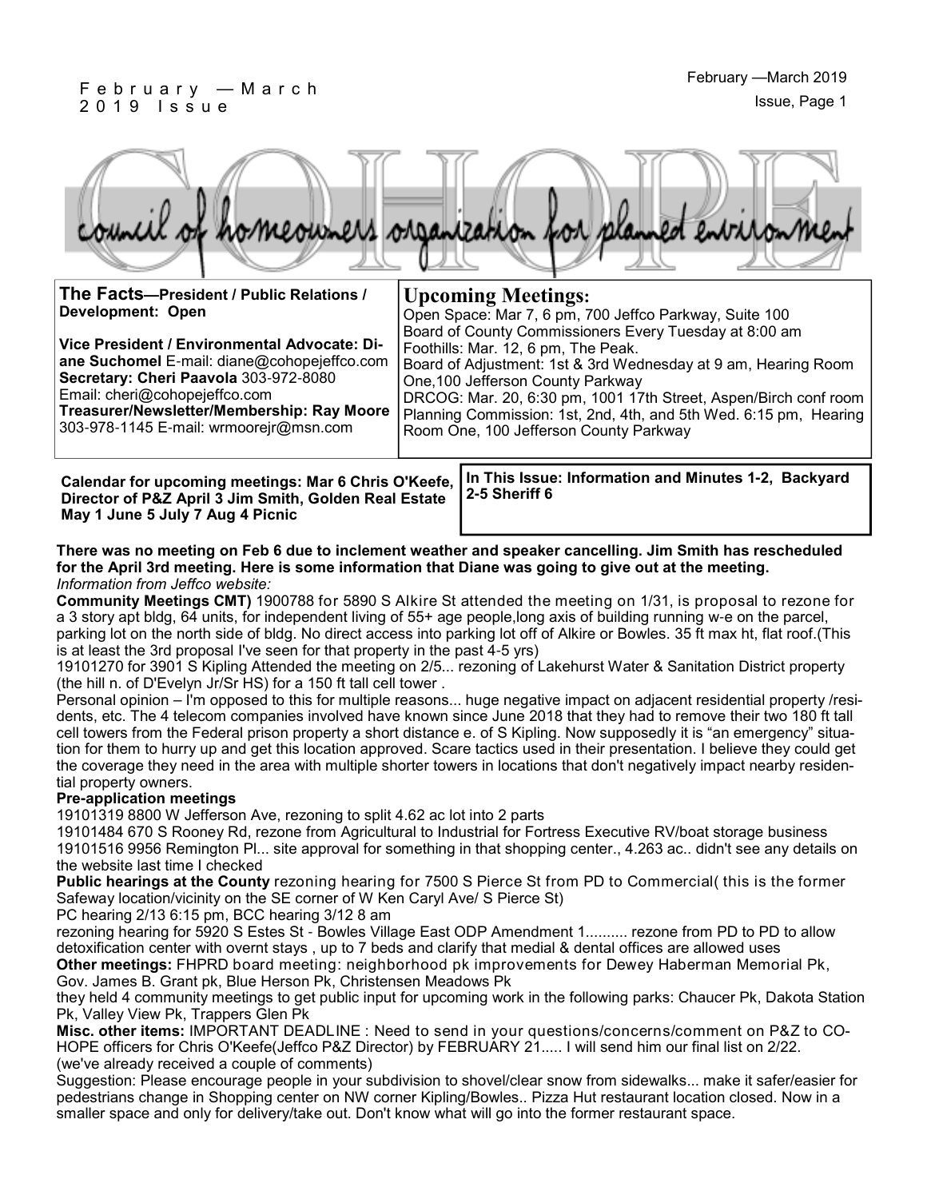February — March 2019 Issue

# COHOPE

council of homeowners organization for planned environment

**The Facts—President / Public Relations / Development: Open**

**Vice President / Environmental Advocate: Diane Suchomel** E-mail: diane@cohopejeffco.com
**Secretary: Cheri Paavola** 303-972-8080
Email: cheri@cohopejeffco.com
**Treasurer/Newsletter/Membership: Ray Moore** 303-978-1145 E-mail: wrmoorejr@msn.com

## Upcoming Meetings:

Open Space: Mar 7, 6 pm, 700 Jeffco Parkway, Suite 100
Board of County Commissioners Every Tuesday at 8:00 am
Foothills: Mar. 12, 6 pm, The Peak.
Board of Adjustment: 1st & 3rd Wednesday at 9 am, Hearing Room One,100 Jefferson County Parkway
DRCOG: Mar. 20, 6:30 pm, 1001 17th Street, Aspen/Birch conf room
Planning Commission: 1st, 2nd, 4th, and 5th Wed. 6:15 pm, Hearing Room One, 100 Jefferson County Parkway

**Calendar for upcoming meetings: Mar 6 Chris O'Keefe, Director of P&Z April 3 Jim Smith, Golden Real Estate May 1 June 5 July 7 Aug 4 Picnic**

**In This Issue: Information and Minutes 1-2, Backyard 2-5 Sheriff 6**

**There was no meeting on Feb 6 due to inclement weather and speaker cancelling. Jim Smith has rescheduled for the April 3rd meeting. Here is some information that Diane was going to give out at the meeting.**
*Information from Jeffco website:*

**Community Meetings CMT)** 1900788 for 5890 S Alkire St attended the meeting on 1/31, is proposal to rezone for a 3 story apt bldg, 64 units, for independent living of 55+ age people,long axis of building running w-e on the parcel, parking lot on the north side of bldg. No direct access into parking lot off of Alkire or Bowles. 35 ft max ht, flat roof.(This is at least the 3rd proposal I've seen for that property in the past 4-5 yrs)

19101270 for 3901 S Kipling Attended the meeting on 2/5... rezoning of Lakehurst Water & Sanitation District property (the hill n. of D'Evelyn Jr/Sr HS) for a 150 ft tall cell tower .

Personal opinion – I'm opposed to this for multiple reasons... huge negative impact on adjacent residential property /residents, etc. The 4 telecom companies involved have known since June 2018 that they had to remove their two 180 ft tall cell towers from the Federal prison property a short distance e. of S Kipling. Now supposedly it is "an emergency" situation for them to hurry up and get this location approved. Scare tactics used in their presentation. I believe they could get the coverage they need in the area with multiple shorter towers in locations that don't negatively impact nearby residential property owners.

**Pre-application meetings**

19101319 8800 W Jefferson Ave, rezoning to split 4.62 ac lot into 2 parts

19101484 670 S Rooney Rd, rezone from Agricultural to Industrial for Fortress Executive RV/boat storage business

19101516 9956 Remington Pl... site approval for something in that shopping center., 4.263 ac.. didn't see any details on the website last time I checked

**Public hearings at the County** rezoning hearing for 7500 S Pierce St from PD to Commercial( this is the former Safeway location/vicinity on the SE corner of W Ken Caryl Ave/ S Pierce St)

PC hearing 2/13 6:15 pm, BCC hearing 3/12 8 am

rezoning hearing for 5920 S Estes St - Bowles Village East ODP Amendment 1.......... rezone from PD to PD to allow detoxification center with overnt stays , up to 7 beds and clarify that medial & dental offices are allowed uses

**Other meetings:** FHPRD board meeting: neighborhood pk improvements for Dewey Haberman Memorial Pk, Gov. James B. Grant pk, Blue Herson Pk, Christensen Meadows Pk

they held 4 community meetings to get public input for upcoming work in the following parks: Chaucer Pk, Dakota Station Pk, Valley View Pk, Trappers Glen Pk

**Misc. other items:** IMPORTANT DEADLINE : Need to send in your questions/concerns/comment on P&Z to COHOPE officers for Chris O'Keefe(Jeffco P&Z Director) by FEBRUARY 21..... I will send him our final list on 2/22. (we've already received a couple of comments)

Suggestion: Please encourage people in your subdivision to shovel/clear snow from sidewalks... make it safer/easier for pedestrians change in Shopping center on NW corner Kipling/Bowles.. Pizza Hut restaurant location closed. Now in a smaller space and only for delivery/take out. Don't know what will go into the former restaurant space.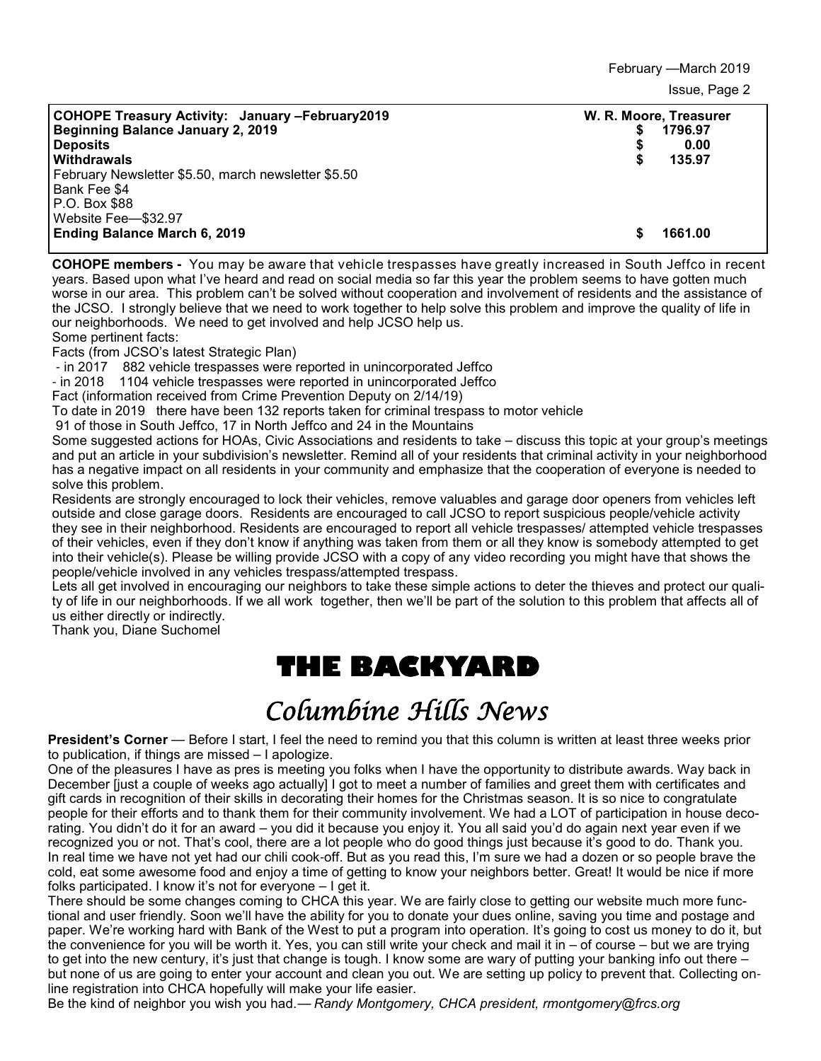| COHOPE Treasury Activity: January –February2019 | W. R. Moore, Treasurer |
|---|---|
| **Beginning Balance January 2, 2019** | **$ 1796.97** |
| **Deposits** | **$ 0.00** |
| **Withdrawals** | **$ 135.97** |
| February Newsletter $5.50, march newsletter $5.50 | |
| Bank Fee $4 | |
| P.O. Box $88 | |
| Website Fee—$32.97 | |
| **Ending Balance March 6, 2019** | **$ 1661.00** |

**COHOPE members -** You may be aware that vehicle trespasses have greatly increased in South Jeffco in recent years. Based upon what I've heard and read on social media so far this year the problem seems to have gotten much worse in our area. This problem can't be solved without cooperation and involvement of residents and the assistance of the JCSO. I strongly believe that we need to work together to help solve this problem and improve the quality of life in our neighborhoods. We need to get involved and help JCSO help us.

Some pertinent facts:

Facts (from JCSO's latest Strategic Plan)

- in 2017 882 vehicle trespasses were reported in unincorporated Jeffco
- in 2018 1104 vehicle trespasses were reported in unincorporated Jeffco

Fact (information received from Crime Prevention Deputy on 2/14/19)

To date in 2019 there have been 132 reports taken for criminal trespass to motor vehicle

91 of those in South Jeffco, 17 in North Jeffco and 24 in the Mountains

Some suggested actions for HOAs, Civic Associations and residents to take – discuss this topic at your group's meetings and put an article in your subdivision's newsletter. Remind all of your residents that criminal activity in your neighborhood has a negative impact on all residents in your community and emphasize that the cooperation of everyone is needed to solve this problem.

Residents are strongly encouraged to lock their vehicles, remove valuables and garage door openers from vehicles left outside and close garage doors. Residents are encouraged to call JCSO to report suspicious people/vehicle activity they see in their neighborhood. Residents are encouraged to report all vehicle trespasses/ attempted vehicle trespasses of their vehicles, even if they don't know if anything was taken from them or all they know is somebody attempted to get into their vehicle(s). Please be willing provide JCSO with a copy of any video recording you might have that shows the people/vehicle involved in any vehicles trespass/attempted trespass.

Lets all get involved in encouraging our neighbors to take these simple actions to deter the thieves and protect our quality of life in our neighborhoods. If we all work together, then we'll be part of the solution to this problem that affects all of us either directly or indirectly.

Thank you, Diane Suchomel

# THE BACKYARD

## *Columbine Hills News*

**President's Corner** — Before I start, I feel the need to remind you that this column is written at least three weeks prior to publication, if things are missed – I apologize.

One of the pleasures I have as pres is meeting you folks when I have the opportunity to distribute awards. Way back in December [just a couple of weeks ago actually] I got to meet a number of families and greet them with certificates and gift cards in recognition of their skills in decorating their homes for the Christmas season. It is so nice to congratulate people for their efforts and to thank them for their community involvement. We had a LOT of participation in house decorating. You didn't do it for an award – you did it because you enjoy it. You all said you'd do again next year even if we recognized you or not. That's cool, there are a lot people who do good things just because it's good to do. Thank you.

In real time we have not yet had our chili cook-off. But as you read this, I'm sure we had a dozen or so people brave the cold, eat some awesome food and enjoy a time of getting to know your neighbors better. Great! It would be nice if more folks participated. I know it's not for everyone – I get it.

There should be some changes coming to CHCA this year. We are fairly close to getting our website much more functional and user friendly. Soon we'll have the ability for you to donate your dues online, saving you time and postage and paper. We're working hard with Bank of the West to put a program into operation. It's going to cost us money to do it, but the convenience for you will be worth it. Yes, you can still write your check and mail it in – of course – but we are trying to get into the new century, it's just that change is tough. I know some are wary of putting your banking info out there – but none of us are going to enter your account and clean you out. We are setting up policy to prevent that. Collecting online registration into CHCA hopefully will make your life easier.

Be the kind of neighbor you wish you had.— *Randy Montgomery, CHCA president, rmontgomery@frcs.org*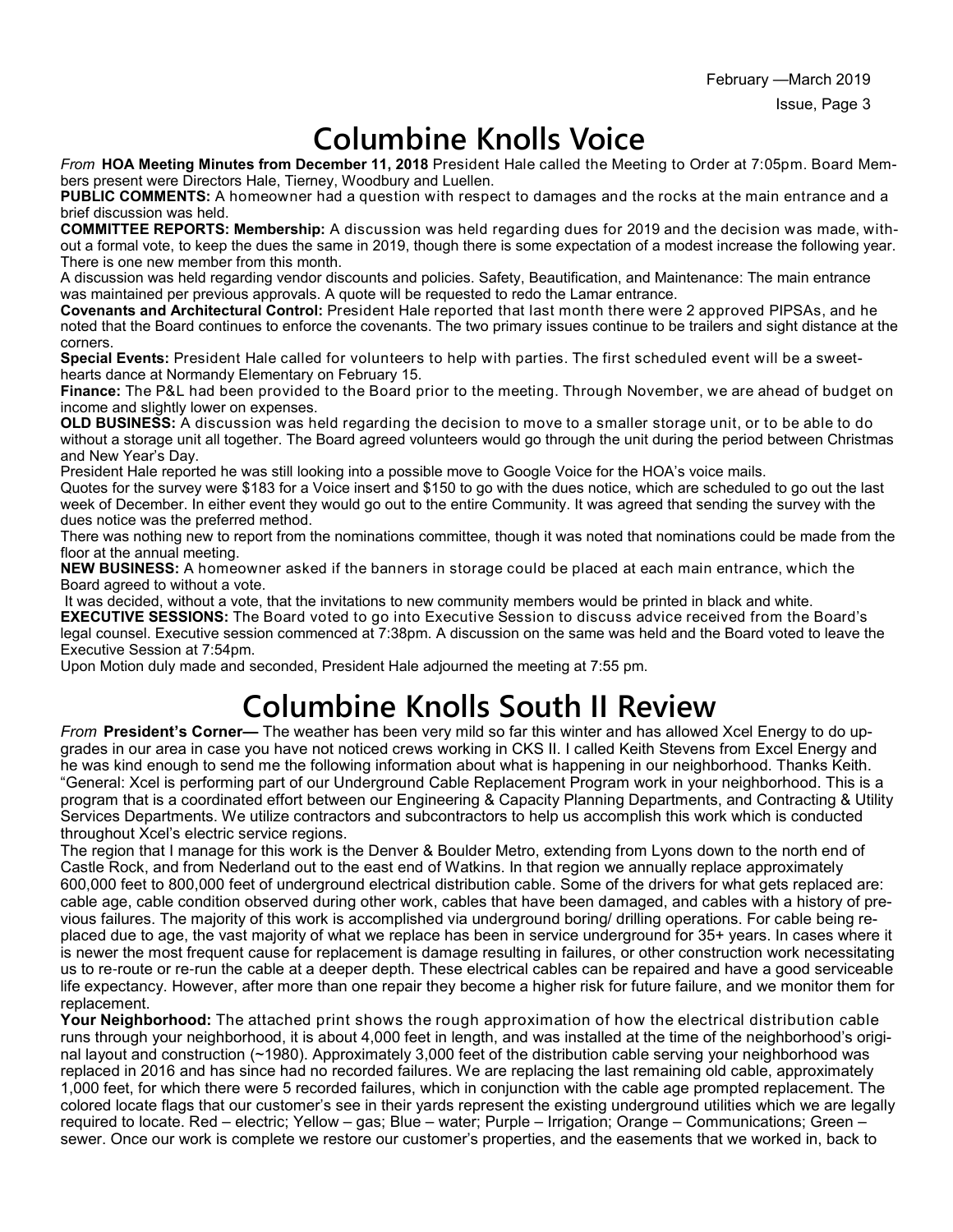# Columbine Knolls Voice

*From* **HOA Meeting Minutes from December 11, 2018** President Hale called the Meeting to Order at 7:05pm. Board Members present were Directors Hale, Tierney, Woodbury and Luellen.

**PUBLIC COMMENTS:** A homeowner had a question with respect to damages and the rocks at the main entrance and a brief discussion was held.

**COMMITTEE REPORTS: Membership:** A discussion was held regarding dues for 2019 and the decision was made, without a formal vote, to keep the dues the same in 2019, though there is some expectation of a modest increase the following year. There is one new member from this month.

A discussion was held regarding vendor discounts and policies. Safety, Beautification, and Maintenance: The main entrance was maintained per previous approvals. A quote will be requested to redo the Lamar entrance.

**Covenants and Architectural Control:** President Hale reported that last month there were 2 approved PIPSAs, and he noted that the Board continues to enforce the covenants. The two primary issues continue to be trailers and sight distance at the corners.

**Special Events:** President Hale called for volunteers to help with parties. The first scheduled event will be a sweethearts dance at Normandy Elementary on February 15.

**Finance:** The P&L had been provided to the Board prior to the meeting. Through November, we are ahead of budget on income and slightly lower on expenses.

**OLD BUSINESS:** A discussion was held regarding the decision to move to a smaller storage unit, or to be able to do without a storage unit all together. The Board agreed volunteers would go through the unit during the period between Christmas and New Year's Day.

President Hale reported he was still looking into a possible move to Google Voice for the HOA's voice mails.

Quotes for the survey were $183 for a Voice insert and $150 to go with the dues notice, which are scheduled to go out the last week of December. In either event they would go out to the entire Community. It was agreed that sending the survey with the dues notice was the preferred method.

There was nothing new to report from the nominations committee, though it was noted that nominations could be made from the floor at the annual meeting.

**NEW BUSINESS:** A homeowner asked if the banners in storage could be placed at each main entrance, which the Board agreed to without a vote.

It was decided, without a vote, that the invitations to new community members would be printed in black and white.

**EXECUTIVE SESSIONS:** The Board voted to go into Executive Session to discuss advice received from the Board's legal counsel. Executive session commenced at 7:38pm. A discussion on the same was held and the Board voted to leave the Executive Session at 7:54pm.

Upon Motion duly made and seconded, President Hale adjourned the meeting at 7:55 pm.

# Columbine Knolls South II Review

*From* **President's Corner—** The weather has been very mild so far this winter and has allowed Xcel Energy to do upgrades in our area in case you have not noticed crews working in CKS II. I called Keith Stevens from Excel Energy and he was kind enough to send me the following information about what is happening in our neighborhood. Thanks Keith.

"General: Xcel is performing part of our Underground Cable Replacement Program work in your neighborhood. This is a program that is a coordinated effort between our Engineering & Capacity Planning Departments, and Contracting & Utility Services Departments. We utilize contractors and subcontractors to help us accomplish this work which is conducted throughout Xcel's electric service regions.

The region that I manage for this work is the Denver & Boulder Metro, extending from Lyons down to the north end of Castle Rock, and from Nederland out to the east end of Watkins. In that region we annually replace approximately 600,000 feet to 800,000 feet of underground electrical distribution cable. Some of the drivers for what gets replaced are: cable age, cable condition observed during other work, cables that have been damaged, and cables with a history of previous failures. The majority of this work is accomplished via underground boring/ drilling operations. For cable being replaced due to age, the vast majority of what we replace has been in service underground for 35+ years. In cases where it is newer the most frequent cause for replacement is damage resulting in failures, or other construction work necessitating us to re-route or re-run the cable at a deeper depth. These electrical cables can be repaired and have a good serviceable life expectancy. However, after more than one repair they become a higher risk for future failure, and we monitor them for replacement.

**Your Neighborhood:** The attached print shows the rough approximation of how the electrical distribution cable runs through your neighborhood, it is about 4,000 feet in length, and was installed at the time of the neighborhood's original layout and construction (~1980). Approximately 3,000 feet of the distribution cable serving your neighborhood was replaced in 2016 and has since had no recorded failures. We are replacing the last remaining old cable, approximately 1,000 feet, for which there were 5 recorded failures, which in conjunction with the cable age prompted replacement. The colored locate flags that our customer's see in their yards represent the existing underground utilities which we are legally required to locate. Red – electric; Yellow – gas; Blue – water; Purple – Irrigation; Orange – Communications; Green – sewer. Once our work is complete we restore our customer's properties, and the easements that we worked in, back to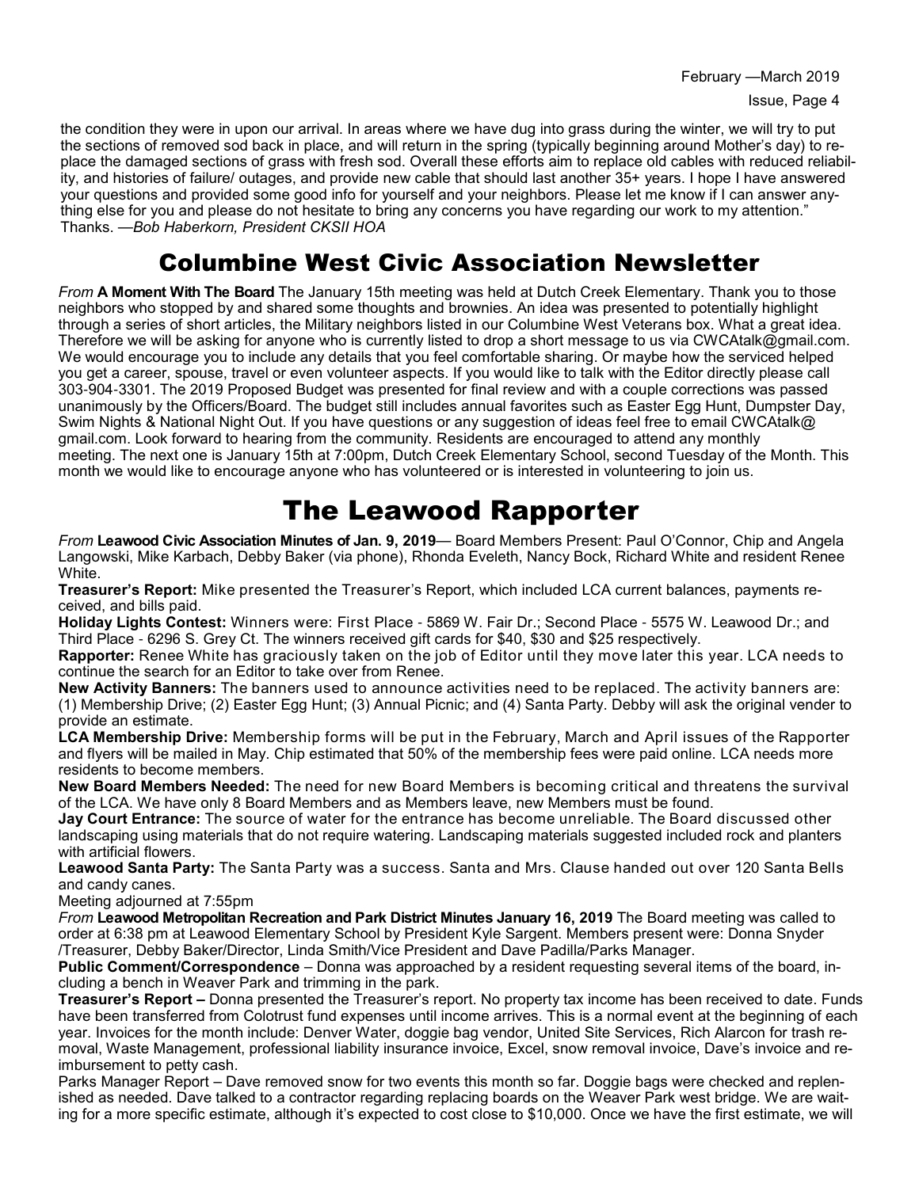the condition they were in upon our arrival. In areas where we have dug into grass during the winter, we will try to put the sections of removed sod back in place, and will return in the spring (typically beginning around Mother's day) to replace the damaged sections of grass with fresh sod. Overall these efforts aim to replace old cables with reduced reliability, and histories of failure/ outages, and provide new cable that should last another 35+ years. I hope I have answered your questions and provided some good info for yourself and your neighbors. Please let me know if I can answer anything else for you and please do not hesitate to bring any concerns you have regarding our work to my attention." Thanks. —*Bob Haberkorn, President CKSII HOA*

# Columbine West Civic Association Newsletter

*From* **A Moment With The Board** The January 15th meeting was held at Dutch Creek Elementary. Thank you to those neighbors who stopped by and shared some thoughts and brownies. An idea was presented to potentially highlight through a series of short articles, the Military neighbors listed in our Columbine West Veterans box. What a great idea. Therefore we will be asking for anyone who is currently listed to drop a short message to us via CWCAtalk@gmail.com. We would encourage you to include any details that you feel comfortable sharing. Or maybe how the serviced helped you get a career, spouse, travel or even volunteer aspects. If you would like to talk with the Editor directly please call 303-904-3301. The 2019 Proposed Budget was presented for final review and with a couple corrections was passed unanimously by the Officers/Board. The budget still includes annual favorites such as Easter Egg Hunt, Dumpster Day, Swim Nights & National Night Out. If you have questions or any suggestion of ideas feel free to email CWCAtalk@gmail.com. Look forward to hearing from the community. Residents are encouraged to attend any monthly meeting. The next one is January 15th at 7:00pm, Dutch Creek Elementary School, second Tuesday of the Month. This month we would like to encourage anyone who has volunteered or is interested in volunteering to join us.

# The Leawood Rapporter

*From* **Leawood Civic Association Minutes of Jan. 9, 2019**— Board Members Present: Paul O'Connor, Chip and Angela Langowski, Mike Karbach, Debby Baker (via phone), Rhonda Eveleth, Nancy Bock, Richard White and resident Renee White.

**Treasurer's Report:** Mike presented the Treasurer's Report, which included LCA current balances, payments received, and bills paid.

**Holiday Lights Contest:** Winners were: First Place - 5869 W. Fair Dr.; Second Place - 5575 W. Leawood Dr.; and Third Place - 6296 S. Grey Ct. The winners received gift cards for $40, $30 and $25 respectively.

**Rapporter:** Renee White has graciously taken on the job of Editor until they move later this year. LCA needs to continue the search for an Editor to take over from Renee.

**New Activity Banners:** The banners used to announce activities need to be replaced. The activity banners are: (1) Membership Drive; (2) Easter Egg Hunt; (3) Annual Picnic; and (4) Santa Party. Debby will ask the original vender to provide an estimate.

**LCA Membership Drive:** Membership forms will be put in the February, March and April issues of the Rapporter and flyers will be mailed in May. Chip estimated that 50% of the membership fees were paid online. LCA needs more residents to become members.

**New Board Members Needed:** The need for new Board Members is becoming critical and threatens the survival of the LCA. We have only 8 Board Members and as Members leave, new Members must be found.

**Jay Court Entrance:** The source of water for the entrance has become unreliable. The Board discussed other landscaping using materials that do not require watering. Landscaping materials suggested included rock and planters with artificial flowers.

**Leawood Santa Party:** The Santa Party was a success. Santa and Mrs. Clause handed out over 120 Santa Bells and candy canes.

Meeting adjourned at 7:55pm

*From* **Leawood Metropolitan Recreation and Park District Minutes January 16, 2019** The Board meeting was called to order at 6:38 pm at Leawood Elementary School by President Kyle Sargent. Members present were: Donna Snyder /Treasurer, Debby Baker/Director, Linda Smith/Vice President and Dave Padilla/Parks Manager.

**Public Comment/Correspondence** – Donna was approached by a resident requesting several items of the board, including a bench in Weaver Park and trimming in the park.

**Treasurer's Report –** Donna presented the Treasurer's report. No property tax income has been received to date. Funds have been transferred from Colotrust fund expenses until income arrives. This is a normal event at the beginning of each year. Invoices for the month include: Denver Water, doggie bag vendor, United Site Services, Rich Alarcon for trash removal, Waste Management, professional liability insurance invoice, Excel, snow removal invoice, Dave's invoice and reimbursement to petty cash.

Parks Manager Report – Dave removed snow for two events this month so far. Doggie bags were checked and replenished as needed. Dave talked to a contractor regarding replacing boards on the Weaver Park west bridge. We are waiting for a more specific estimate, although it's expected to cost close to $10,000. Once we have the first estimate, we will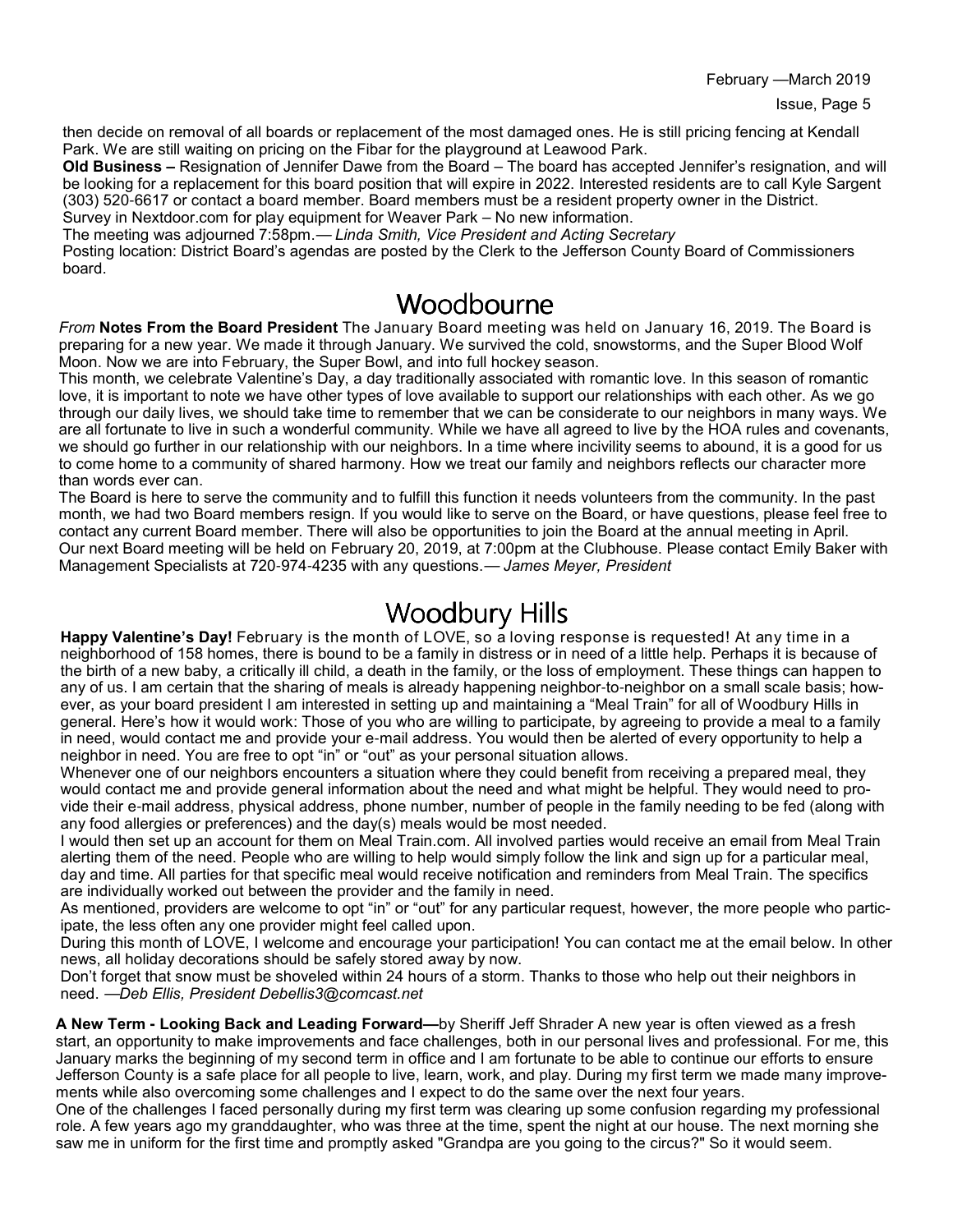then decide on removal of all boards or replacement of the most damaged ones. He is still pricing fencing at Kendall Park. We are still waiting on pricing on the Fibar for the playground at Leawood Park.

**Old Business –** Resignation of Jennifer Dawe from the Board – The board has accepted Jennifer's resignation, and will be looking for a replacement for this board position that will expire in 2022. Interested residents are to call Kyle Sargent (303) 520-6617 or contact a board member. Board members must be a resident property owner in the District.

Survey in Nextdoor.com for play equipment for Weaver Park – No new information.

The meeting was adjourned 7:58pm.— *Linda Smith, Vice President and Acting Secretary*

Posting location: District Board's agendas are posted by the Clerk to the Jefferson County Board of Commissioners board.

# Woodbourne

*From* **Notes From the Board President** The January Board meeting was held on January 16, 2019. The Board is preparing for a new year. We made it through January. We survived the cold, snowstorms, and the Super Blood Wolf Moon. Now we are into February, the Super Bowl, and into full hockey season.

This month, we celebrate Valentine's Day, a day traditionally associated with romantic love. In this season of romantic love, it is important to note we have other types of love available to support our relationships with each other. As we go through our daily lives, we should take time to remember that we can be considerate to our neighbors in many ways. We are all fortunate to live in such a wonderful community. While we have all agreed to live by the HOA rules and covenants, we should go further in our relationship with our neighbors. In a time where incivility seems to abound, it is a good for us to come home to a community of shared harmony. How we treat our family and neighbors reflects our character more than words ever can.

The Board is here to serve the community and to fulfill this function it needs volunteers from the community. In the past month, we had two Board members resign. If you would like to serve on the Board, or have questions, please feel free to contact any current Board member. There will also be opportunities to join the Board at the annual meeting in April.

Our next Board meeting will be held on February 20, 2019, at 7:00pm at the Clubhouse. Please contact Emily Baker with Management Specialists at 720-974-4235 with any questions.— *James Meyer, President*

# Woodbury Hills

**Happy Valentine's Day!** February is the month of LOVE, so a loving response is requested! At any time in a neighborhood of 158 homes, there is bound to be a family in distress or in need of a little help. Perhaps it is because of the birth of a new baby, a critically ill child, a death in the family, or the loss of employment. These things can happen to any of us. I am certain that the sharing of meals is already happening neighbor-to-neighbor on a small scale basis; however, as your board president I am interested in setting up and maintaining a "Meal Train" for all of Woodbury Hills in general. Here's how it would work: Those of you who are willing to participate, by agreeing to provide a meal to a family in need, would contact me and provide your e-mail address. You would then be alerted of every opportunity to help a neighbor in need. You are free to opt "in" or "out" as your personal situation allows.

Whenever one of our neighbors encounters a situation where they could benefit from receiving a prepared meal, they would contact me and provide general information about the need and what might be helpful. They would need to provide their e-mail address, physical address, phone number, number of people in the family needing to be fed (along with any food allergies or preferences) and the day(s) meals would be most needed.

I would then set up an account for them on Meal Train.com. All involved parties would receive an email from Meal Train alerting them of the need. People who are willing to help would simply follow the link and sign up for a particular meal, day and time. All parties for that specific meal would receive notification and reminders from Meal Train. The specifics are individually worked out between the provider and the family in need.

As mentioned, providers are welcome to opt "in" or "out" for any particular request, however, the more people who participate, the less often any one provider might feel called upon.

During this month of LOVE, I welcome and encourage your participation! You can contact me at the email below. In other news, all holiday decorations should be safely stored away by now.

Don't forget that snow must be shoveled within 24 hours of a storm. Thanks to those who help out their neighbors in need. —*Deb Ellis, President Debellis3@comcast.net*

**A New Term - Looking Back and Leading Forward—**by Sheriff Jeff Shrader A new year is often viewed as a fresh start, an opportunity to make improvements and face challenges, both in our personal lives and professional. For me, this January marks the beginning of my second term in office and I am fortunate to be able to continue our efforts to ensure Jefferson County is a safe place for all people to live, learn, work, and play. During my first term we made many improvements while also overcoming some challenges and I expect to do the same over the next four years.

One of the challenges I faced personally during my first term was clearing up some confusion regarding my professional role. A few years ago my granddaughter, who was three at the time, spent the night at our house. The next morning she saw me in uniform for the first time and promptly asked "Grandpa are you going to the circus?" So it would seem.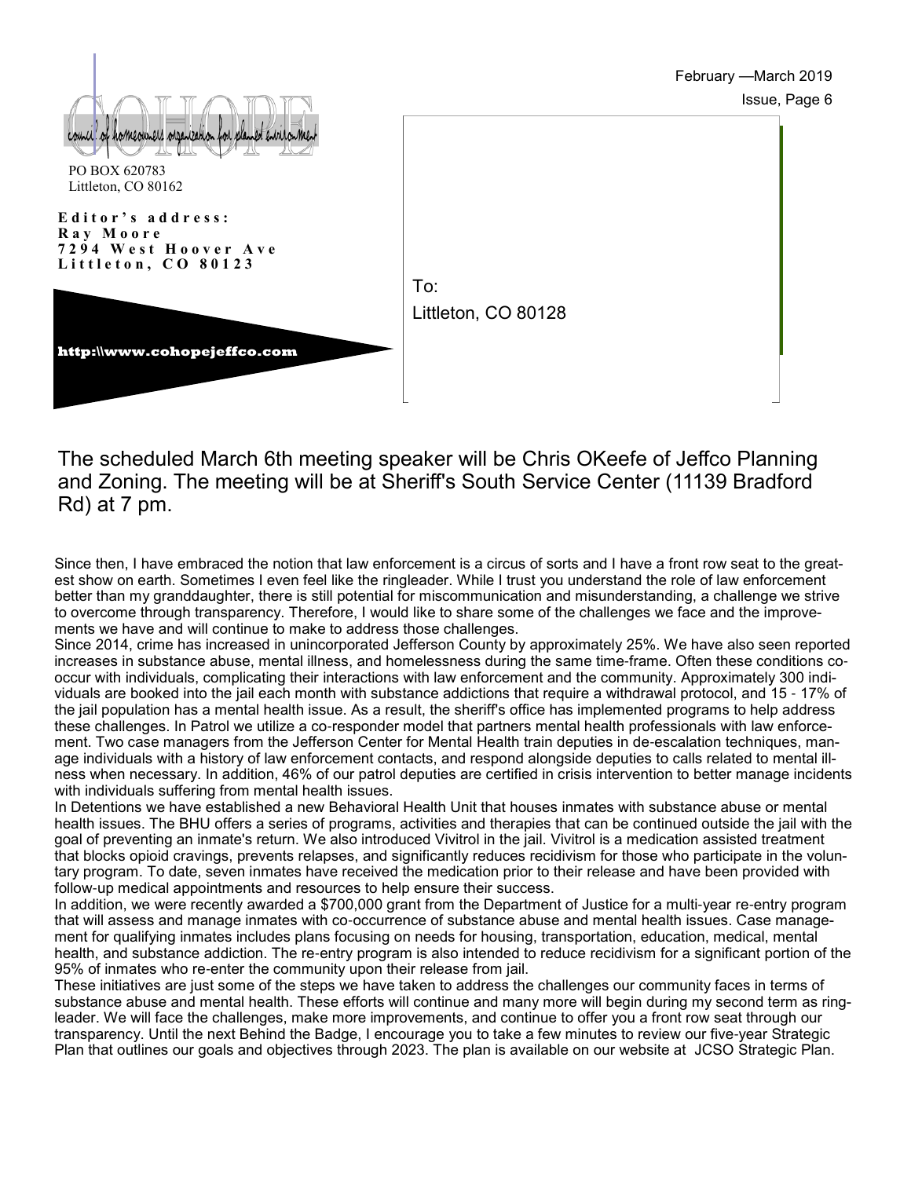COHOPE

council of homeowners organization for planned environment

PO BOX 620783
Littleton, CO 80162

**Editor's address:**
**Ray Moore**
**7294 West Hoover Ave**
**Littleton, CO 80123**

**http:\\www.cohopejeffco.com**

To:

Littleton, CO 80128

The scheduled March 6th meeting speaker will be Chris OKeefe of Jeffco Planning and Zoning. The meeting will be at Sheriff's South Service Center (11139 Bradford Rd) at 7 pm.

Since then, I have embraced the notion that law enforcement is a circus of sorts and I have a front row seat to the greatest show on earth. Sometimes I even feel like the ringleader. While I trust you understand the role of law enforcement better than my granddaughter, there is still potential for miscommunication and misunderstanding, a challenge we strive to overcome through transparency. Therefore, I would like to share some of the challenges we face and the improvements we have and will continue to make to address those challenges.

Since 2014, crime has increased in unincorporated Jefferson County by approximately 25%. We have also seen reported increases in substance abuse, mental illness, and homelessness during the same time-frame. Often these conditions co-occur with individuals, complicating their interactions with law enforcement and the community. Approximately 300 individuals are booked into the jail each month with substance addictions that require a withdrawal protocol, and 15 - 17% of the jail population has a mental health issue. As a result, the sheriff's office has implemented programs to help address these challenges. In Patrol we utilize a co-responder model that partners mental health professionals with law enforcement. Two case managers from the Jefferson Center for Mental Health train deputies in de-escalation techniques, manage individuals with a history of law enforcement contacts, and respond alongside deputies to calls related to mental illness when necessary. In addition, 46% of our patrol deputies are certified in crisis intervention to better manage incidents with individuals suffering from mental health issues.

In Detentions we have established a new Behavioral Health Unit that houses inmates with substance abuse or mental health issues. The BHU offers a series of programs, activities and therapies that can be continued outside the jail with the goal of preventing an inmate's return. We also introduced Vivitrol in the jail. Vivitrol is a medication assisted treatment that blocks opioid cravings, prevents relapses, and significantly reduces recidivism for those who participate in the voluntary program. To date, seven inmates have received the medication prior to their release and have been provided with follow-up medical appointments and resources to help ensure their success.

In addition, we were recently awarded a $700,000 grant from the Department of Justice for a multi-year re-entry program that will assess and manage inmates with co-occurrence of substance abuse and mental health issues. Case management for qualifying inmates includes plans focusing on needs for housing, transportation, education, medical, mental health, and substance addiction. The re-entry program is also intended to reduce recidivism for a significant portion of the 95% of inmates who re-enter the community upon their release from jail.

These initiatives are just some of the steps we have taken to address the challenges our community faces in terms of substance abuse and mental health. These efforts will continue and many more will begin during my second term as ringleader. We will face the challenges, make more improvements, and continue to offer you a front row seat through our transparency. Until the next Behind the Badge, I encourage you to take a few minutes to review our five-year Strategic Plan that outlines our goals and objectives through 2023. The plan is available on our website at JCSO Strategic Plan.